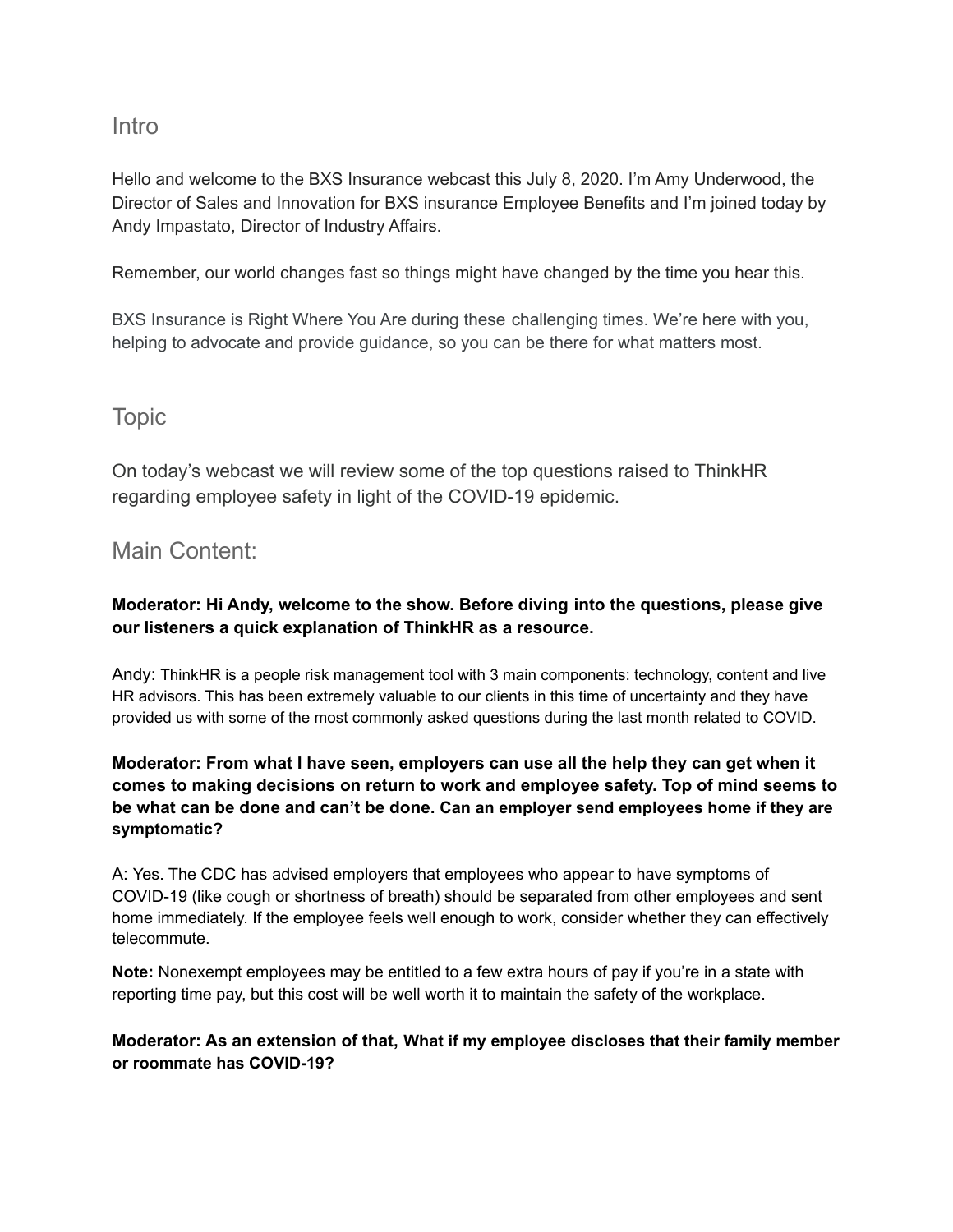## Intro

Hello and welcome to the BXS Insurance webcast this July 8, 2020. I'm Amy Underwood, the Director of Sales and Innovation for BXS insurance Employee Benefits and I'm joined today by Andy Impastato, Director of Industry Affairs.

Remember, our world changes fast so things might have changed by the time you hear this.

BXS Insurance is Right Where You Are during these challenging times. We're here with you, helping to advocate and provide guidance, so you can be there for what matters most.

## Topic

On today's webcast we will review some of the top questions raised to ThinkHR regarding employee safety in light of the COVID-19 epidemic.

## Main Content:

**Moderator: Hi Andy, welcome to the show. Before diving into the questions, please give our listeners a quick explanation of ThinkHR as a resource.**

Andy: ThinkHR is a people risk management tool with 3 main components: technology, content and live HR advisors. This has been extremely valuable to our clients in this time of uncertainty and they have provided us with some of the most commonly asked questions during the last month related to COVID.

**Moderator: From what I have seen, employers can use all the help they can get when it comes to making decisions on return to work and employee safety. Top of mind seems to be what can be done and can't be done. Can an employer send employees home if they are symptomatic?**

A: Yes. The CDC has advised employers that employees who appear to have symptoms of COVID-19 (like cough or shortness of breath) should be separated from other employees and sent home immediately. If the employee feels well enough to work, consider whether they can effectively telecommute.

**Note:** Nonexempt employees may be entitled to a few extra hours of pay if you're in a state with reporting time pay, but this cost will be well worth it to maintain the safety of the workplace.

**Moderator: As an extension of that, What if my employee discloses that their family member or roommate has COVID-19?**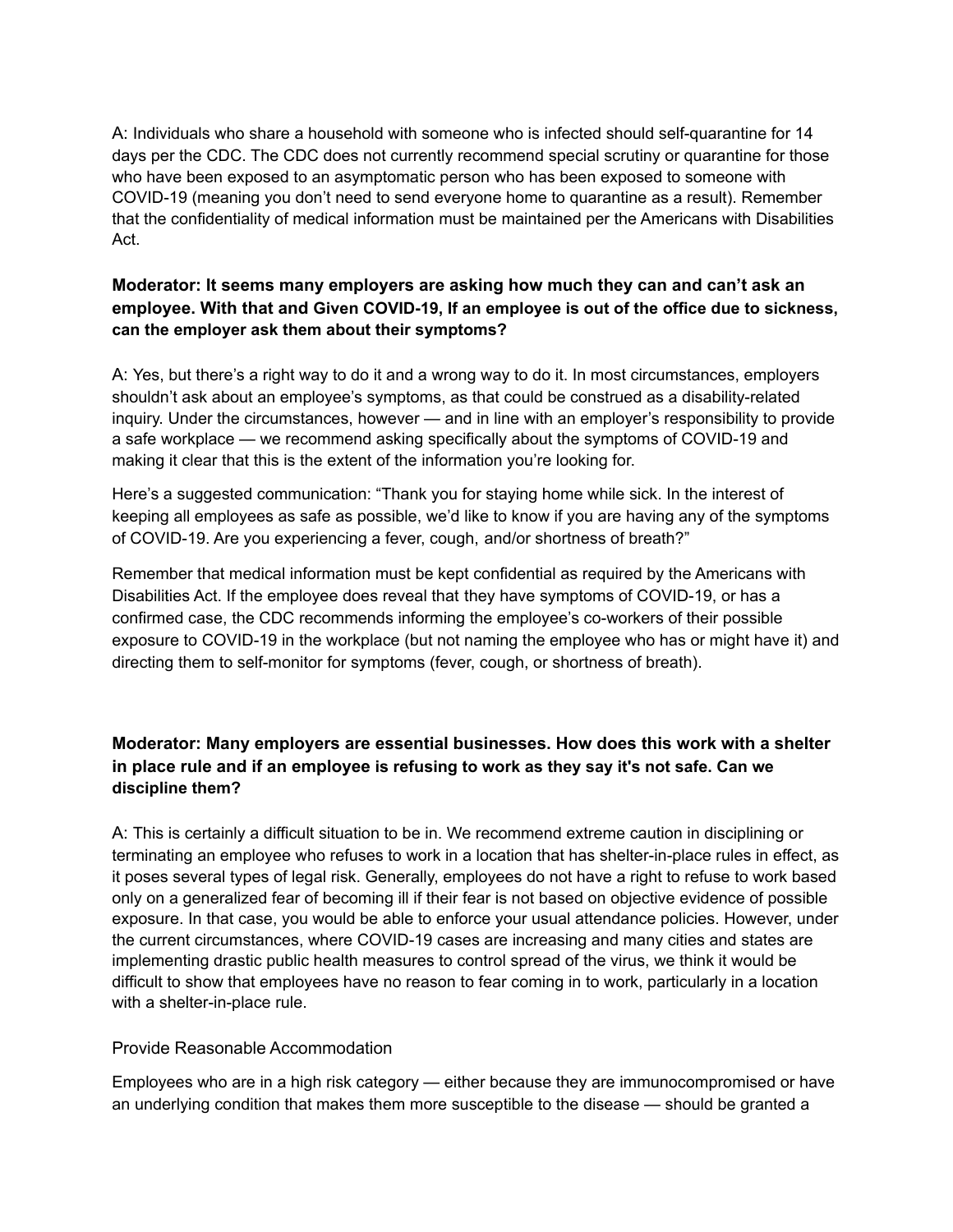A: Individuals who share a household with someone who is infected should self-quarantine for 14 days per the CDC. The CDC does not currently recommend special scrutiny or quarantine for those who have been exposed to an asymptomatic person who has been exposed to someone with COVID-19 (meaning you don't need to send everyone home to quarantine as a result). Remember that the confidentiality of medical information must be maintained per the Americans with Disabilities Act.

**Moderator: It seems many employers are asking how much they can and can't ask an employee. With that and Given COVID-19, If an employee is out of the office due to sickness, can the employer ask them about their symptoms?**

A: Yes, but there's a right way to do it and a wrong way to do it. In most circumstances, employers shouldn't ask about an employee's symptoms, as that could be construed as a disability-related inquiry. Under the circumstances, however — and in line with an employer's responsibility to provide a safe workplace — we recommend asking specifically about the symptoms of COVID-19 and making it clear that this is the extent of the information you're looking for.

Here's a suggested communication: "Thank you for staying home while sick. In the interest of keeping all employees as safe as possible, we'd like to know if you are having any of the symptoms of COVID-19. Are you experiencing a fever, cough, and/or shortness of breath?"

Remember that medical information must be kept confidential as required by the Americans with Disabilities Act. If the employee does reveal that they have symptoms of COVID-19, or has a confirmed case, the CDC recommends informing the employee's co-workers of their possible exposure to COVID-19 in the workplace (but not naming the employee who has or might have it) and directing them to self-monitor for symptoms (fever, cough, or shortness of breath).

**Moderator: Many employers are essential businesses. How does this work with a shelter in place rule and if an employee is refusing to work as they say it's not safe. Can we discipline them?**

A: This is certainly a difficult situation to be in. We recommend extreme caution in disciplining or terminating an employee who refuses to work in a location that has shelter-in-place rules in effect, as it poses several types of legal risk. Generally, employees do not have a right to refuse to work based only on a generalized fear of becoming ill if their fear is not based on objective evidence of possible exposure. In that case, you would be able to enforce your usual attendance policies. However, under the current circumstances, where COVID-19 cases are increasing and many cities and states are implementing drastic public health measures to control spread of the virus, we think it would be difficult to show that employees have no reason to fear coming in to work, particularly in a location with a shelter-in-place rule.

Provide Reasonable Accommodation

Employees who are in a high risk category — either because they are immunocompromised or have an underlying condition that makes them more susceptible to the disease — should be granted a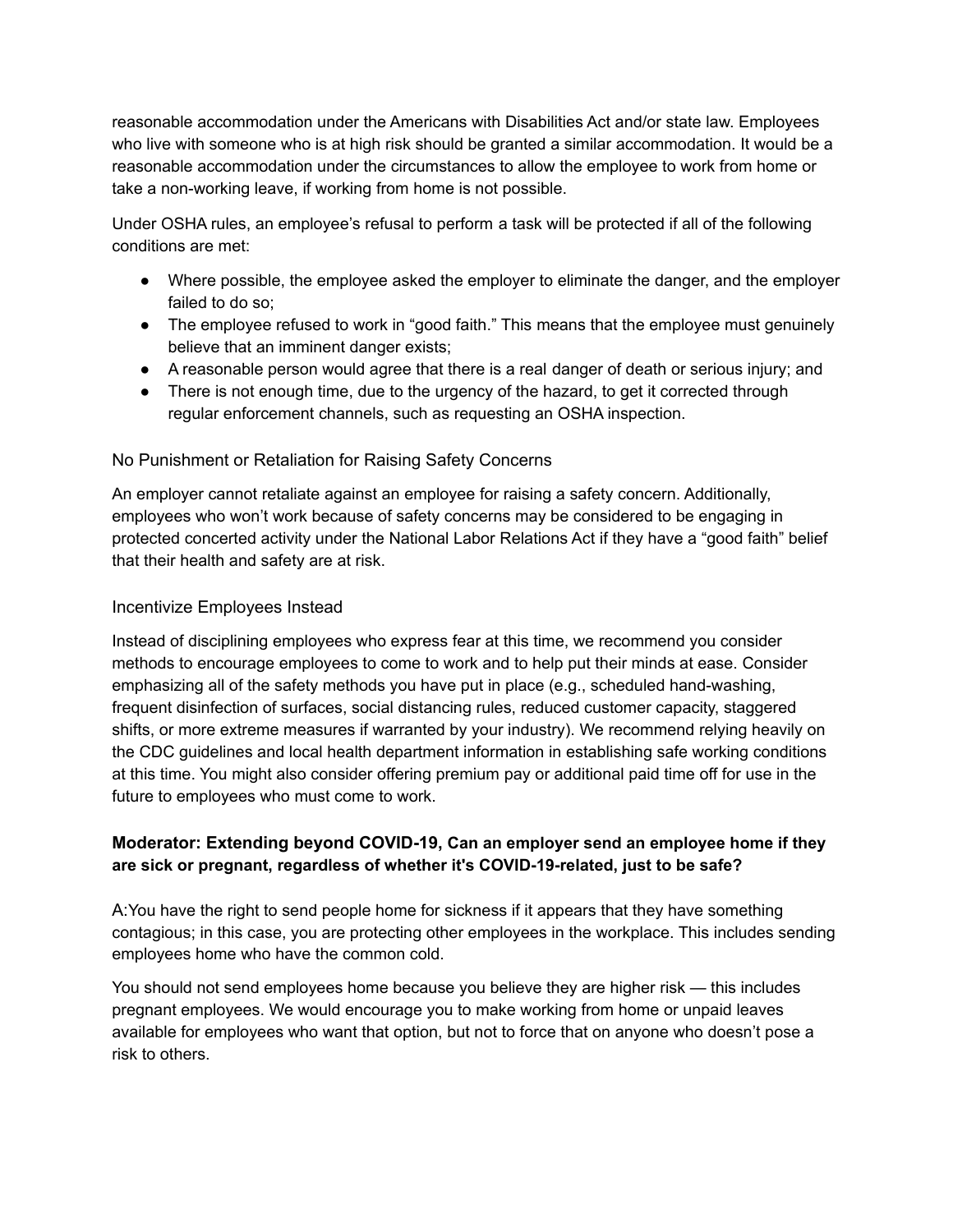reasonable accommodation under the Americans with Disabilities Act and/or state law. Employees who live with someone who is at high risk should be granted a similar accommodation. It would be a reasonable accommodation under the circumstances to allow the employee to work from home or take a non-working leave, if working from home is not possible.

Under OSHA rules, an employee's refusal to perform a task will be protected if all of the following conditions are met:

- Where possible, the employee asked the employer to eliminate the danger, and the employer failed to do so;
- The employee refused to work in "good faith." This means that the employee must genuinely believe that an imminent danger exists;
- A reasonable person would agree that there is a real danger of death or serious injury; and
- There is not enough time, due to the urgency of the hazard, to get it corrected through regular enforcement channels, such as requesting an OSHA inspection.

### No Punishment or Retaliation for Raising Safety Concerns

An employer cannot retaliate against an employee for raising a safety concern. Additionally, employees who won't work because of safety concerns may be considered to be engaging in protected concerted activity under the National Labor Relations Act if they have a "good faith" belief that their health and safety are at risk.

### Incentivize Employees Instead

Instead of disciplining employees who express fear at this time, we recommend you consider methods to encourage employees to come to work and to help put their minds at ease. Consider emphasizing all of the safety methods you have put in place (e.g., scheduled hand-washing, frequent disinfection of surfaces, social distancing rules, reduced customer capacity, staggered shifts, or more extreme measures if warranted by your industry). We recommend relying heavily on the CDC guidelines and local health department information in establishing safe working conditions at this time. You might also consider offering premium pay or additional paid time off for use in the future to employees who must come to work.

**Moderator: Extending beyond COVID-19, Can an employer send an employee home if they are sick or pregnant, regardless of whether it's COVID-19-related, just to be safe?**

A:You have the right to send people home for sickness if it appears that they have something contagious; in this case, you are protecting other employees in the workplace. This includes sending employees home who have the common cold.

You should not send employees home because you believe they are higher risk — this includes pregnant employees. We would encourage you to make working from home or unpaid leaves available for employees who want that option, but not to force that on anyone who doesn't pose a risk to others.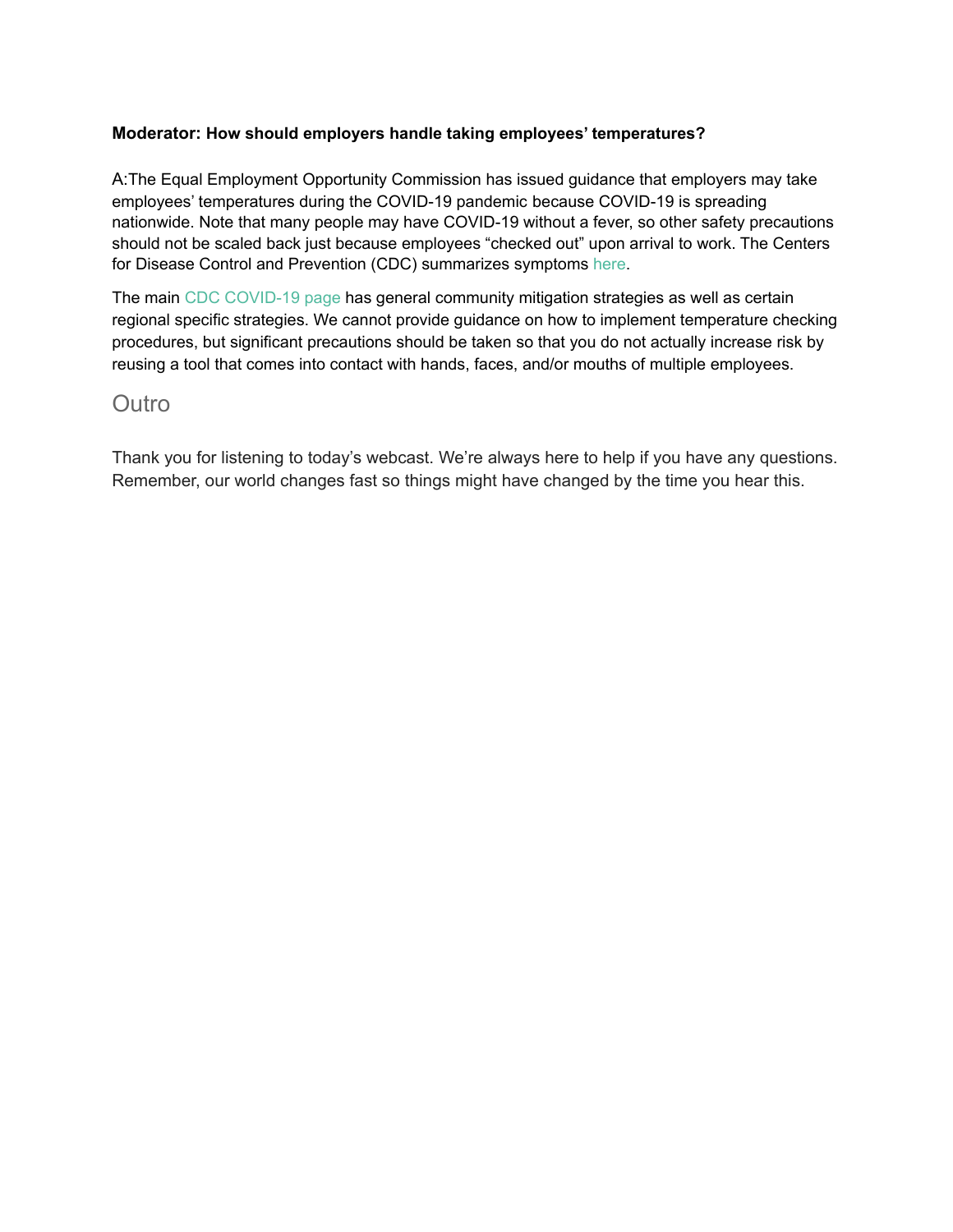**Moderator: How should employers handle taking employees' temperatures?**

A:The Equal Employment Opportunity Commission has issued guidance that employers may take employees' temperatures during the COVID-19 pandemic because COVID-19 is spreading nationwide. Note that many people may have COVID-19 without a fever, so other safety precautions should not be scaled back just because employees "checked out" upon arrival to work. The Centers for Disease Control and Prevention (CDC) summarizes symptoms here.

The main CDC COVID-19 page has general community mitigation strategies as well as certain regional specific strategies. We cannot provide guidance on how to implement temperature checking procedures, but significant precautions should be taken so that you do not actually increase risk by reusing a tool that comes into contact with hands, faces, and/or mouths of multiple employees.

## Outro

Thank you for listening to today's webcast. We're always here to help if you have any questions. Remember, our world changes fast so things might have changed by the time you hear this.